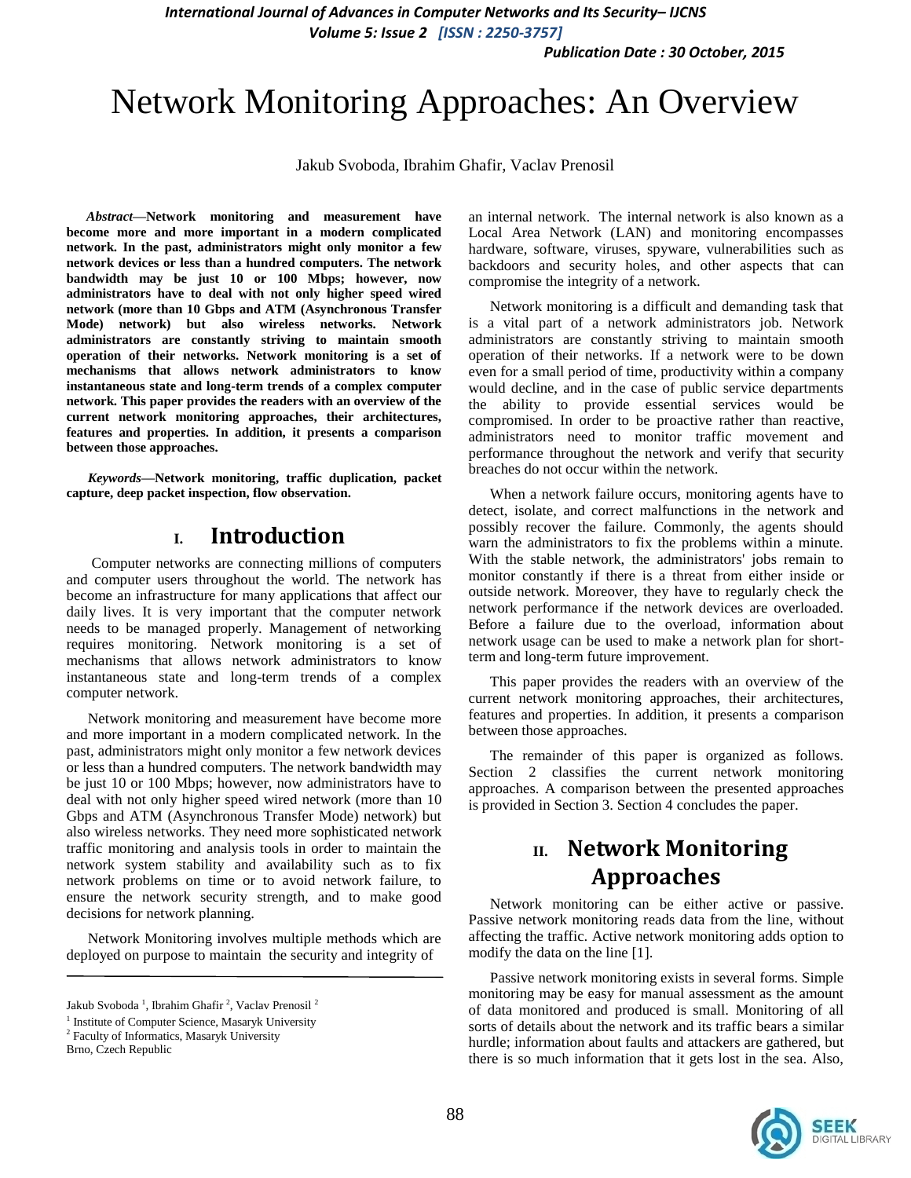# Network Monitoring Approaches: An Overview

Jakub Svoboda, Ibrahim Ghafir, Vaclav Prenosil

***Abstract*—Network monitoring and measurement have become more and more important in a modern complicated network. In the past, administrators might only monitor a few network devices or less than a hundred computers. The network bandwidth may be just 10 or 100 Mbps; however, now administrators have to deal with not only higher speed wired network (more than 10 Gbps and ATM (Asynchronous Transfer Mode) network) but also wireless networks. Network administrators are constantly striving to maintain smooth operation of their networks. Network monitoring is a set of mechanisms that allows network administrators to know instantaneous state and long-term trends of a complex computer network. This paper provides the readers with an overview of the current network monitoring approaches, their architectures, features and properties. In addition, it presents a comparison between those approaches.**

***Keywords*—Network monitoring, traffic duplication, packet capture, deep packet inspection, flow observation.**

## I. Introduction

Computer networks are connecting millions of computers and computer users throughout the world. The network has become an infrastructure for many applications that affect our daily lives. It is very important that the computer network needs to be managed properly. Management of networking requires monitoring. Network monitoring is a set of mechanisms that allows network administrators to know instantaneous state and long-term trends of a complex computer network.

Network monitoring and measurement have become more and more important in a modern complicated network. In the past, administrators might only monitor a few network devices or less than a hundred computers. The network bandwidth may be just 10 or 100 Mbps; however, now administrators have to deal with not only higher speed wired network (more than 10 Gbps and ATM (Asynchronous Transfer Mode) network) but also wireless networks. They need more sophisticated network traffic monitoring and analysis tools in order to maintain the network system stability and availability such as to fix network problems on time or to avoid network failure, to ensure the network security strength, and to make good decisions for network planning.

Network Monitoring involves multiple methods which are deployed on purpose to maintain the security and integrity of an internal network. The internal network is also known as a Local Area Network (LAN) and monitoring encompasses hardware, software, viruses, spyware, vulnerabilities such as backdoors and security holes, and other aspects that can compromise the integrity of a network.

Network monitoring is a difficult and demanding task that is a vital part of a network administrators job. Network administrators are constantly striving to maintain smooth operation of their networks. If a network were to be down even for a small period of time, productivity within a company would decline, and in the case of public service departments the ability to provide essential services would be compromised. In order to be proactive rather than reactive, administrators need to monitor traffic movement and performance throughout the network and verify that security breaches do not occur within the network.

When a network failure occurs, monitoring agents have to detect, isolate, and correct malfunctions in the network and possibly recover the failure. Commonly, the agents should warn the administrators to fix the problems within a minute. With the stable network, the administrators' jobs remain to monitor constantly if there is a threat from either inside or outside network. Moreover, they have to regularly check the network performance if the network devices are overloaded. Before a failure due to the overload, information about network usage can be used to make a network plan for short-term and long-term future improvement.

This paper provides the readers with an overview of the current network monitoring approaches, their architectures, features and properties. In addition, it presents a comparison between those approaches.

The remainder of this paper is organized as follows. Section 2 classifies the current network monitoring approaches. A comparison between the presented approaches is provided in Section 3. Section 4 concludes the paper.

## II. Network Monitoring Approaches

Network monitoring can be either active or passive. Passive network monitoring reads data from the line, without affecting the traffic. Active network monitoring adds option to modify the data on the line [1].

Passive network monitoring exists in several forms. Simple monitoring may be easy for manual assessment as the amount of data monitored and produced is small. Monitoring of all sorts of details about the network and its traffic bears a similar hurdle; information about faults and attackers are gathered, but there is so much information that it gets lost in the sea. Also,

---

Jakub Svoboda [1], Ibrahim Ghafir [2], Vaclav Prenosil [2]

[1] Institute of Computer Science, Masaryk University

[2] Faculty of Informatics, Masaryk University

Brno, Czech Republic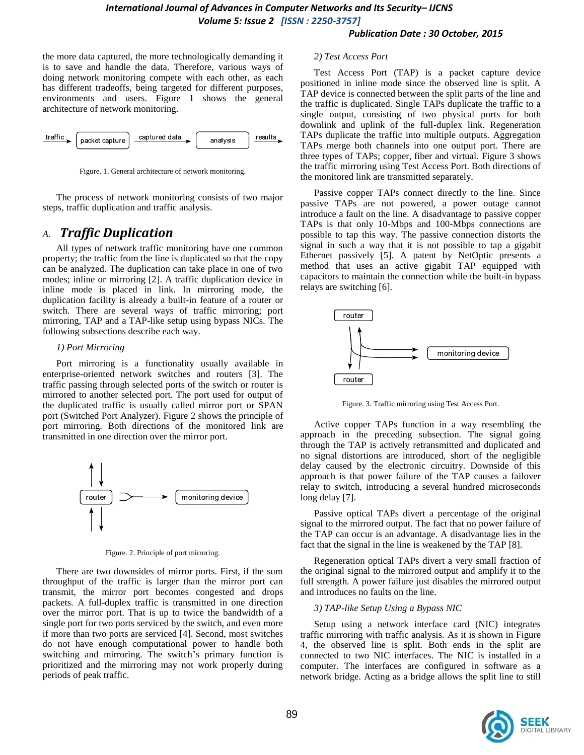the more data captured, the more technologically demanding it is to save and handle the data. Therefore, various ways of doing network monitoring compete with each other, as each has different tradeoffs, being targeted for different purposes, environments and users. Figure 1 shows the general architecture of network monitoring.

Figure. 1. General architecture of network monitoring.

The process of network monitoring consists of two major steps, traffic duplication and traffic analysis.

## A. *Traffic Duplication*

All types of network traffic monitoring have one common property; the traffic from the line is duplicated so that the copy can be analyzed. The duplication can take place in one of two modes; inline or mirroring [2]. A traffic duplication device in inline mode is placed in link. In mirroring mode, the duplication facility is already a built-in feature of a router or switch. There are several ways of traffic mirroring; port mirroring, TAP and a TAP-like setup using bypass NICs. The following subsections describe each way.

### *1) Port Mirroring*

Port mirroring is a functionality usually available in enterprise-oriented network switches and routers [3]. The traffic passing through selected ports of the switch or router is mirrored to another selected port. The port used for output of the duplicated traffic is usually called mirror port or SPAN port (Switched Port Analyzer). Figure 2 shows the principle of port mirroring. Both directions of the monitored link are transmitted in one direction over the mirror port.

Figure. 2. Principle of port mirroring.

There are two downsides of mirror ports. First, if the sum throughput of the traffic is larger than the mirror port can transmit, the mirror port becomes congested and drops packets. A full-duplex traffic is transmitted in one direction over the mirror port. That is up to twice the bandwidth of a single port for two ports serviced by the switch, and even more if more than two ports are serviced [4]. Second, most switches do not have enough computational power to handle both switching and mirroring. The switch's primary function is prioritized and the mirroring may not work properly during periods of peak traffic.

### *2) Test Access Port*

Test Access Port (TAP) is a packet capture device positioned in inline mode since the observed line is split. A TAP device is connected between the split parts of the line and the traffic is duplicated. Single TAPs duplicate the traffic to a single output, consisting of two physical ports for both downlink and uplink of the full-duplex link. Regeneration TAPs duplicate the traffic into multiple outputs. Aggregation TAPs merge both channels into one output port. There are three types of TAPs; copper, fiber and virtual. Figure 3 shows the traffic mirroring using Test Access Port. Both directions of the monitored link are transmitted separately.

Passive copper TAPs connect directly to the line. Since passive TAPs are not powered, a power outage cannot introduce a fault on the line. A disadvantage to passive copper TAPs is that only 10-Mbps and 100-Mbps connections are possible to tap this way. The passive connection distorts the signal in such a way that it is not possible to tap a gigabit Ethernet passively [5]. A patent by NetOptic presents a method that uses an active gigabit TAP equipped with capacitors to maintain the connection while the built-in bypass relays are switching [6].

Figure. 3. Traffic mirroring using Test Access Port.

Active copper TAPs function in a way resembling the approach in the preceding subsection. The signal going through the TAP is actively retransmitted and duplicated and no signal distortions are introduced, short of the negligible delay caused by the electronic circuitry. Downside of this approach is that power failure of the TAP causes a failover relay to switch, introducing a several hundred microseconds long delay [7].

Passive optical TAPs divert a percentage of the original signal to the mirrored output. The fact that no power failure of the TAP can occur is an advantage. A disadvantage lies in the fact that the signal in the line is weakened by the TAP [8].

Regeneration optical TAPs divert a very small fraction of the original signal to the mirrored output and amplify it to the full strength. A power failure just disables the mirrored output and introduces no faults on the line.

### *3) TAP-like Setup Using a Bypass NIC*

Setup using a network interface card (NIC) integrates traffic mirroring with traffic analysis. As it is shown in Figure 4, the observed line is split. Both ends in the split are connected to two NIC interfaces. The NIC is installed in a computer. The interfaces are configured in software as a network bridge. Acting as a bridge allows the split line to still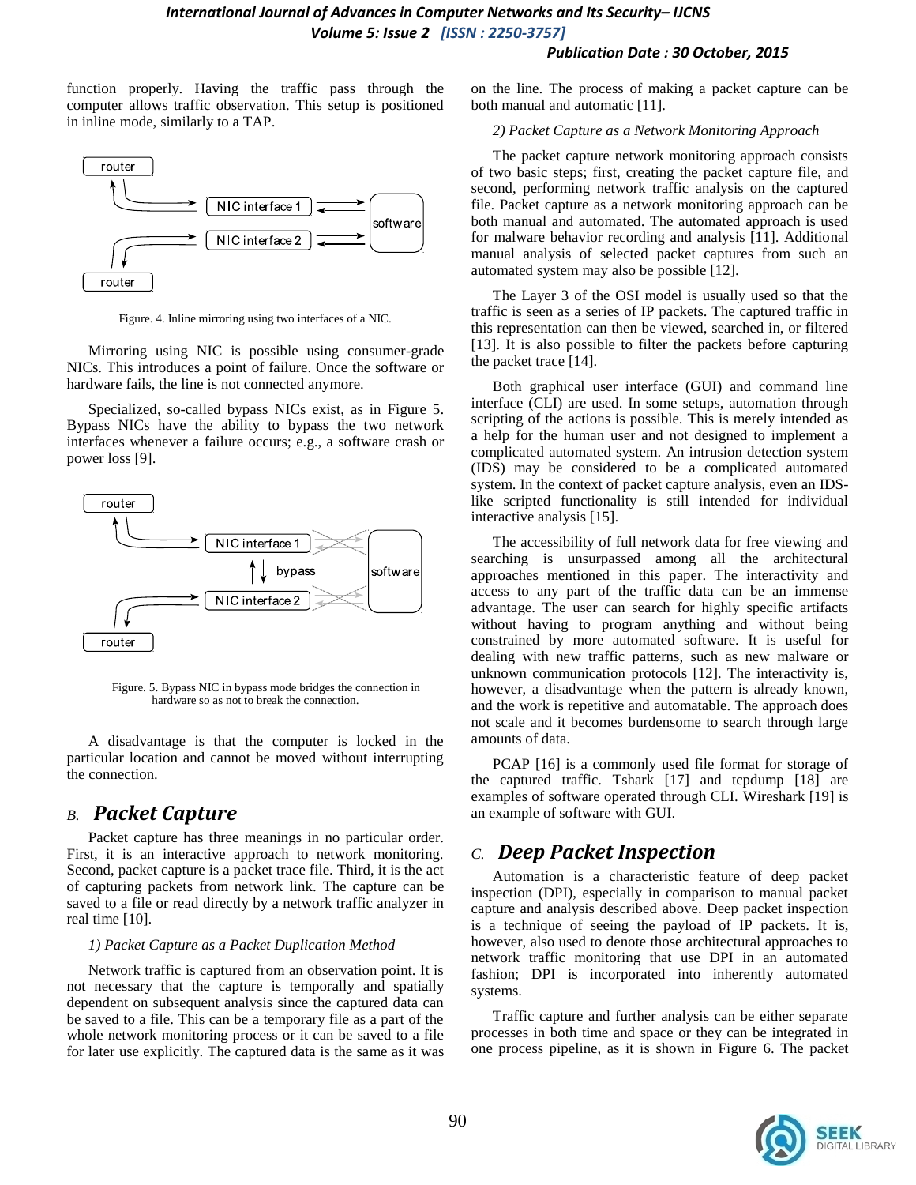function properly. Having the traffic pass through the computer allows traffic observation. This setup is positioned in inline mode, similarly to a TAP.

Figure. 4. Inline mirroring using two interfaces of a NIC.

Mirroring using NIC is possible using consumer-grade NICs. This introduces a point of failure. Once the software or hardware fails, the line is not connected anymore.

Specialized, so-called bypass NICs exist, as in Figure 5. Bypass NICs have the ability to bypass the two network interfaces whenever a failure occurs; e.g., a software crash or power loss [9].

Figure. 5. Bypass NIC in bypass mode bridges the connection in hardware so as not to break the connection.

A disadvantage is that the computer is locked in the particular location and cannot be moved without interrupting the connection.

## B. Packet Capture

Packet capture has three meanings in no particular order. First, it is an interactive approach to network monitoring. Second, packet capture is a packet trace file. Third, it is the act of capturing packets from network link. The capture can be saved to a file or read directly by a network traffic analyzer in real time [10].

### *1) Packet Capture as a Packet Duplication Method*

Network traffic is captured from an observation point. It is not necessary that the capture is temporally and spatially dependent on subsequent analysis since the captured data can be saved to a file. This can be a temporary file as a part of the whole network monitoring process or it can be saved to a file for later use explicitly. The captured data is the same as it was on the line. The process of making a packet capture can be both manual and automatic [11].

### *2) Packet Capture as a Network Monitoring Approach*

The packet capture network monitoring approach consists of two basic steps; first, creating the packet capture file, and second, performing network traffic analysis on the captured file. Packet capture as a network monitoring approach can be both manual and automated. The automated approach is used for malware behavior recording and analysis [11]. Additional manual analysis of selected packet captures from such an automated system may also be possible [12].

The Layer 3 of the OSI model is usually used so that the traffic is seen as a series of IP packets. The captured traffic in this representation can then be viewed, searched in, or filtered [13]. It is also possible to filter the packets before capturing the packet trace [14].

Both graphical user interface (GUI) and command line interface (CLI) are used. In some setups, automation through scripting of the actions is possible. This is merely intended as a help for the human user and not designed to implement a complicated automated system. An intrusion detection system (IDS) may be considered to be a complicated automated system. In the context of packet capture analysis, even an IDS-like scripted functionality is still intended for individual interactive analysis [15].

The accessibility of full network data for free viewing and searching is unsurpassed among all the architectural approaches mentioned in this paper. The interactivity and access to any part of the traffic data can be an immense advantage. The user can search for highly specific artifacts without having to program anything and without being constrained by more automated software. It is useful for dealing with new traffic patterns, such as new malware or unknown communication protocols [12]. The interactivity is, however, a disadvantage when the pattern is already known, and the work is repetitive and automatable. The approach does not scale and it becomes burdensome to search through large amounts of data.

PCAP [16] is a commonly used file format for storage of the captured traffic. Tshark [17] and tcpdump [18] are examples of software operated through CLI. Wireshark [19] is an example of software with GUI.

## C. Deep Packet Inspection

Automation is a characteristic feature of deep packet inspection (DPI), especially in comparison to manual packet capture and analysis described above. Deep packet inspection is a technique of seeing the payload of IP packets. It is, however, also used to denote those architectural approaches to network traffic monitoring that use DPI in an automated fashion; DPI is incorporated into inherently automated systems.

Traffic capture and further analysis can be either separate processes in both time and space or they can be integrated in one process pipeline, as it is shown in Figure 6. The packet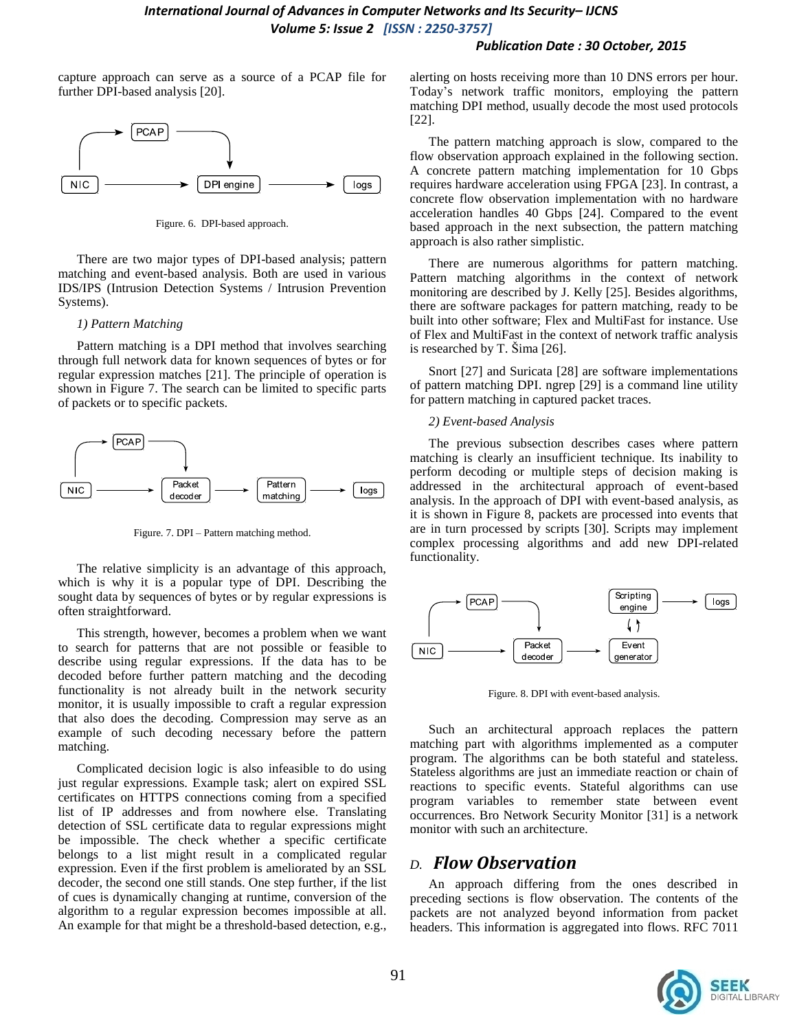capture approach can serve as a source of a PCAP file for further DPI-based analysis [20].

Figure. 6. DPI-based approach.

There are two major types of DPI-based analysis; pattern matching and event-based analysis. Both are used in various IDS/IPS (Intrusion Detection Systems / Intrusion Prevention Systems).

*1) Pattern Matching*

Pattern matching is a DPI method that involves searching through full network data for known sequences of bytes or for regular expression matches [21]. The principle of operation is shown in Figure 7. The search can be limited to specific parts of packets or to specific packets.

Figure. 7. DPI – Pattern matching method.

The relative simplicity is an advantage of this approach, which is why it is a popular type of DPI. Describing the sought data by sequences of bytes or by regular expressions is often straightforward.

This strength, however, becomes a problem when we want to search for patterns that are not possible or feasible to describe using regular expressions. If the data has to be decoded before further pattern matching and the decoding functionality is not already built in the network security monitor, it is usually impossible to craft a regular expression that also does the decoding. Compression may serve as an example of such decoding necessary before the pattern matching.

Complicated decision logic is also infeasible to do using just regular expressions. Example task; alert on expired SSL certificates on HTTPS connections coming from a specified list of IP addresses and from nowhere else. Translating detection of SSL certificate data to regular expressions might be impossible. The check whether a specific certificate belongs to a list might result in a complicated regular expression. Even if the first problem is ameliorated by an SSL decoder, the second one still stands. One step further, if the list of cues is dynamically changing at runtime, conversion of the algorithm to a regular expression becomes impossible at all. An example for that might be a threshold-based detection, e.g., alerting on hosts receiving more than 10 DNS errors per hour. Today's network traffic monitors, employing the pattern matching DPI method, usually decode the most used protocols [22].

The pattern matching approach is slow, compared to the flow observation approach explained in the following section. A concrete pattern matching implementation for 10 Gbps requires hardware acceleration using FPGA [23]. In contrast, a concrete flow observation implementation with no hardware acceleration handles 40 Gbps [24]. Compared to the event based approach in the next subsection, the pattern matching approach is also rather simplistic.

There are numerous algorithms for pattern matching. Pattern matching algorithms in the context of network monitoring are described by J. Kelly [25]. Besides algorithms, there are software packages for pattern matching, ready to be built into other software; Flex and MultiFast for instance. Use of Flex and MultiFast in the context of network traffic analysis is researched by T. Šima [26].

Snort [27] and Suricata [28] are software implementations of pattern matching DPI. ngrep [29] is a command line utility for pattern matching in captured packet traces.

*2) Event-based Analysis*

The previous subsection describes cases where pattern matching is clearly an insufficient technique. Its inability to perform decoding or multiple steps of decision making is addressed in the architectural approach of event-based analysis. In the approach of DPI with event-based analysis, as it is shown in Figure 8, packets are processed into events that are in turn processed by scripts [30]. Scripts may implement complex processing algorithms and add new DPI-related functionality.

Figure. 8. DPI with event-based analysis.

Such an architectural approach replaces the pattern matching part with algorithms implemented as a computer program. The algorithms can be both stateful and stateless. Stateless algorithms are just an immediate reaction or chain of reactions to specific events. Stateful algorithms can use program variables to remember state between event occurrences. Bro Network Security Monitor [31] is a network monitor with such an architecture.

## D. Flow Observation

An approach differing from the ones described in preceding sections is flow observation. The contents of the packets are not analyzed beyond information from packet headers. This information is aggregated into flows. RFC 7011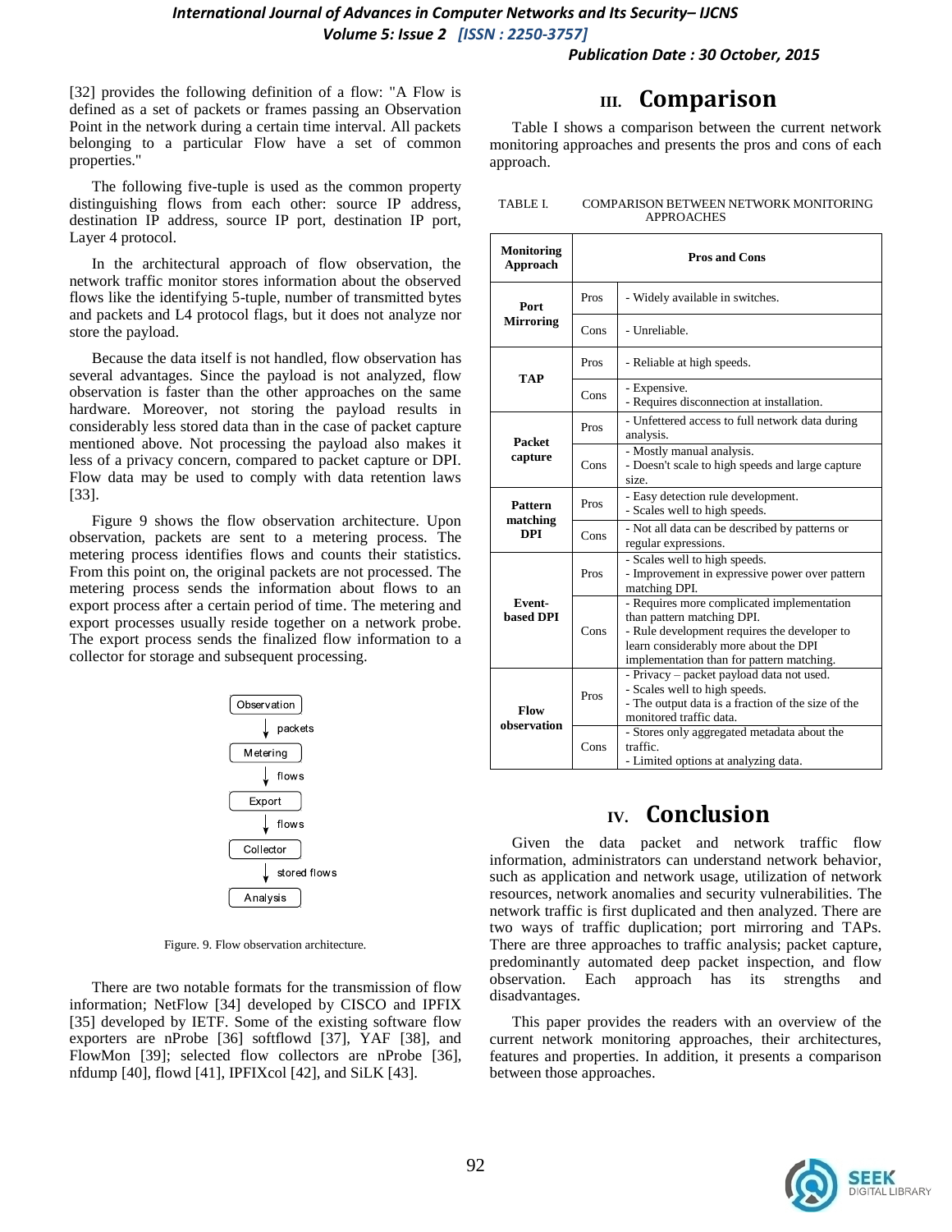[32] provides the following definition of a flow: "A Flow is defined as a set of packets or frames passing an Observation Point in the network during a certain time interval. All packets belonging to a particular Flow have a set of common properties."

The following five-tuple is used as the common property distinguishing flows from each other: source IP address, destination IP address, source IP port, destination IP port, Layer 4 protocol.

In the architectural approach of flow observation, the network traffic monitor stores information about the observed flows like the identifying 5-tuple, number of transmitted bytes and packets and L4 protocol flags, but it does not analyze nor store the payload.

Because the data itself is not handled, flow observation has several advantages. Since the payload is not analyzed, flow observation is faster than the other approaches on the same hardware. Moreover, not storing the payload results in considerably less stored data than in the case of packet capture mentioned above. Not processing the payload also makes it less of a privacy concern, compared to packet capture or DPI. Flow data may be used to comply with data retention laws [33].

Figure 9 shows the flow observation architecture. Upon observation, packets are sent to a metering process. The metering process identifies flows and counts their statistics. From this point on, the original packets are not processed. The metering process sends the information about flows to an export process after a certain period of time. The metering and export processes usually reside together on a network probe. The export process sends the finalized flow information to a collector for storage and subsequent processing.

Observation → packets → Metering → flows → Export → flows → Collector → stored flows → Analysis

Figure. 9. Flow observation architecture.

There are two notable formats for the transmission of flow information; NetFlow [34] developed by CISCO and IPFIX [35] developed by IETF. Some of the existing software flow exporters are nProbe [36] softflowd [37], YAF [38], and FlowMon [39]; selected flow collectors are nProbe [36], nfdump [40], flowd [41], IPFIXcol [42], and SiLK [43].

## III. Comparison

Table I shows a comparison between the current network monitoring approaches and presents the pros and cons of each approach.

TABLE I. COMPARISON BETWEEN NETWORK MONITORING APPROACHES

| Monitoring Approach | Pros and Cons | |
|---|---|---|
| **Port Mirroring** | Pros | - Widely available in switches. |
| | Cons | - Unreliable. |
| **TAP** | Pros | - Reliable at high speeds. |
| | Cons | - Expensive.<br>- Requires disconnection at installation. |
| **Packet capture** | Pros | - Unfettered access to full network data during analysis. |
| | Cons | - Mostly manual analysis.<br>- Doesn't scale to high speeds and large capture size. |
| **Pattern matching DPI** | Pros | - Easy detection rule development.<br>- Scales well to high speeds. |
| | Cons | - Not all data can be described by patterns or regular expressions. |
| **Event-based DPI** | Pros | - Scales well to high speeds.<br>- Improvement in expressive power over pattern matching DPI. |
| | Cons | - Requires more complicated implementation than pattern matching DPI.<br>- Rule development requires the developer to learn considerably more about the DPI implementation than for pattern matching. |
| **Flow observation** | Pros | - Privacy – packet payload data not used.<br>- Scales well to high speeds.<br>- The output data is a fraction of the size of the monitored traffic data. |
| | Cons | - Stores only aggregated metadata about the traffic.<br>- Limited options at analyzing data. |

## IV. Conclusion

Given the data packet and network traffic flow information, administrators can understand network behavior, such as application and network usage, utilization of network resources, network anomalies and security vulnerabilities. The network traffic is first duplicated and then analyzed. There are two ways of traffic duplication; port mirroring and TAPs. There are three approaches to traffic analysis; packet capture, predominantly automated deep packet inspection, and flow observation. Each approach has its strengths and disadvantages.

This paper provides the readers with an overview of the current network monitoring approaches, their architectures, features and properties. In addition, it presents a comparison between those approaches.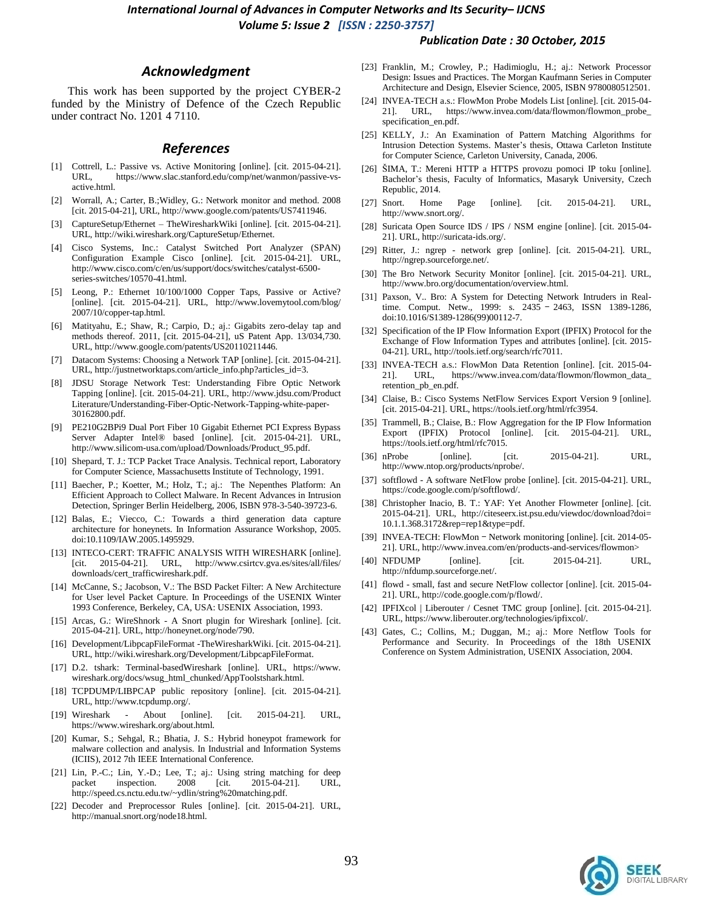## Acknowledgment

This work has been supported by the project CYBER-2 funded by the Ministry of Defence of the Czech Republic under contract No. 1201 4 7110.

## References

[1] Cottrell, L.: Passive vs. Active Monitoring [online]. [cit. 2015-04-21]. URL, https://www.slac.stanford.edu/comp/net/wanmon/passive-vs-active.html.

[2] Worrall, A.; Carter, B.;Widley, G.: Network monitor and method. 2008 [cit. 2015-04-21], URL, http://www.google.com/patents/US7411946.

[3] CaptureSetup/Ethernet – TheWiresharkWiki [online]. [cit. 2015-04-21]. URL, http://wiki.wireshark.org/CaptureSetup/Ethernet.

[4] Cisco Systems, Inc.: Catalyst Switched Port Analyzer (SPAN) Configuration Example Cisco [online]. [cit. 2015-04-21]. URL, http://www.cisco.com/c/en/us/support/docs/switches/catalyst-6500-series-switches/10570-41.html.

[5] Leong, P.: Ethernet 10/100/1000 Copper Taps, Passive or Active? [online]. [cit. 2015-04-21]. URL, http://www.lovemytool.com/blog/2007/10/copper-tap.html.

[6] Matityahu, E.; Shaw, R.; Carpio, D.; aj.: Gigabits zero-delay tap and methods thereof. 2011, [cit. 2015-04-21], uS Patent App. 13/034,730. URL, http://www.google.com/patents/US20110211446.

[7] Datacom Systems: Choosing a Network TAP [online]. [cit. 2015-04-21]. URL, http://justnetworktaps.com/article_info.php?articles_id=3.

[8] JDSU Storage Network Test: Understanding Fibre Optic Network Tapping [online]. [cit. 2015-04-21]. URL, http://www.jdsu.com/ProductLiterature/Understanding-Fiber-Optic-Network-Tapping-white-paper-30162800.pdf.

[9] PE210G2BPi9 Dual Port Fiber 10 Gigabit Ethernet PCI Express Bypass Server Adapter Intel® based [online]. [cit. 2015-04-21]. URL, http://www.silicom-usa.com/upload/Downloads/Product_95.pdf.

[10] Shepard, T. J.: TCP Packet Trace Analysis. Technical report, Laboratory for Computer Science, Massachusetts Institute of Technology, 1991.

[11] Baecher, P.; Koetter, M.; Holz, T.; aj.: The Nepenthes Platform: An Efficient Approach to Collect Malware. In Recent Advances in Intrusion Detection, Springer Berlin Heidelberg, 2006, ISBN 978-3-540-39723-6.

[12] Balas, E.; Viecco, C.: Towards a third generation data capture architecture for honeynets. In Information Assurance Workshop, 2005. doi:10.1109/IAW.2005.1495929.

[13] INTECO-CERT: TRAFFIC ANALYSIS WITH WIRESHARK [online]. [cit. 2015-04-21]. URL, http://www.csirtcv.gva.es/sites/all/files/downloads/cert_trafficwireshark.pdf.

[14] McCanne, S.; Jacobson, V.: The BSD Packet Filter: A New Architecture for User level Packet Capture. In Proceedings of the USENIX Winter 1993 Conference, Berkeley, CA, USA: USENIX Association, 1993.

[15] Arcas, G.: WireShnork - A Snort plugin for Wireshark [online]. [cit. 2015-04-21]. URL, http://honeynet.org/node/790.

[16] Development/LibpcapFileFormat -TheWiresharkWiki. [cit. 2015-04-21]. URL, http://wiki.wireshark.org/Development/LibpcapFileFormat.

[17] D.2. tshark: Terminal-basedWireshark [online]. URL, https://www.wireshark.org/docs/wsug_html_chunked/AppToolstshark.html.

[18] TCPDUMP/LIBPCAP public repository [online]. [cit. 2015-04-21]. URL, http://www.tcpdump.org/.

[19] Wireshark - About [online]. [cit. 2015-04-21]. URL, https://www.wireshark.org/about.html.

[20] Kumar, S.; Sehgal, R.; Bhatia, J. S.: Hybrid honeypot framework for malware collection and analysis. In Industrial and Information Systems (ICIIS), 2012 7th IEEE International Conference.

[21] Lin, P.-C.; Lin, Y.-D.; Lee, T.; aj.: Using string matching for deep packet inspection. 2008 [cit. 2015-04-21]. URL, http://speed.cs.nctu.edu.tw/~ydlin/string%20matching.pdf.

[22] Decoder and Preprocessor Rules [online]. [cit. 2015-04-21]. URL, http://manual.snort.org/node18.html.

[23] Franklin, M.; Crowley, P.; Hadimioglu, H.; aj.: Network Processor Design: Issues and Practices. The Morgan Kaufmann Series in Computer Architecture and Design, Elsevier Science, 2005, ISBN 9780080512501.

[24] INVEA-TECH a.s.: FlowMon Probe Models List [online]. [cit. 2015-04-21]. URL, https://www.invea.com/data/flowmon/flowmon_probe_specification_en.pdf.

[25] KELLY, J.: An Examination of Pattern Matching Algorithms for Intrusion Detection Systems. Master's thesis, Ottawa Carleton Institute for Computer Science, Carleton University, Canada, 2006.

[26] ŠIMA, T.: Mereni HTTP a HTTPS provozu pomoci IP toku [online]. Bachelor's thesis, Faculty of Informatics, Masaryk University, Czech Republic, 2014.

[27] Snort. Home Page [online]. [cit. 2015-04-21]. URL, http://www.snort.org/.

[28] Suricata Open Source IDS / IPS / NSM engine [online]. [cit. 2015-04-21]. URL, http://suricata-ids.org/.

[29] Ritter, J.: ngrep - network grep [online]. [cit. 2015-04-21]. URL, http://ngrep.sourceforge.net/.

[30] The Bro Network Security Monitor [online]. [cit. 2015-04-21]. URL, http://www.bro.org/documentation/overview.html.

[31] Paxson, V.. Bro: A System for Detecting Network Intruders in Real-time. Comput. Netw., 1999: s. 2435 − 2463, ISSN 1389-1286, doi:10.1016/S1389-1286(99)00112-7.

[32] Specification of the IP Flow Information Export (IPFIX) Protocol for the Exchange of Flow Information Types and attributes [online]. [cit. 2015-04-21]. URL, http://tools.ietf.org/search/rfc7011.

[33] INVEA-TECH a.s.: FlowMon Data Retention [online]. [cit. 2015-04-21]. URL, https://www.invea.com/data/flowmon/flowmon_data_retention_pb_en.pdf.

[34] Claise, B.: Cisco Systems NetFlow Services Export Version 9 [online]. [cit. 2015-04-21]. URL, https://tools.ietf.org/html/rfc3954.

[35] Trammell, B.; Claise, B.: Flow Aggregation for the IP Flow Information Export (IPFIX) Protocol [online]. [cit. 2015-04-21]. URL, https://tools.ietf.org/html/rfc7015.

[36] nProbe [online]. [cit. 2015-04-21]. URL, http://www.ntop.org/products/nprobe/.

[37] softflowd - A software NetFlow probe [online]. [cit. 2015-04-21]. URL, https://code.google.com/p/softflowd/.

[38] Christopher Inacio, B. T.: YAF: Yet Another Flowmeter [online]. [cit. 2015-04-21]. URL, http://citeseerx.ist.psu.edu/viewdoc/download?doi=10.1.1.368.3172&rep=rep1&type=pdf.

[39] INVEA-TECH: FlowMon − Network monitoring [online]. [cit. 2014-05-21]. URL, http://www.invea.com/en/products-and-services/flowmon>

[40] NFDUMP [online]. [cit. 2015-04-21]. URL, http://nfdump.sourceforge.net/.

[41] flowd - small, fast and secure NetFlow collector [online]. [cit. 2015-04-21]. URL, http://code.google.com/p/flowd/.

[42] IPFIXcol | Liberouter / Cesnet TMC group [online]. [cit. 2015-04-21]. URL, https://www.liberouter.org/technologies/ipfixcol/.

[43] Gates, C.; Collins, M.; Duggan, M.; aj.: More Netflow Tools for Performance and Security. In Proceedings of the 18th USENIX Conference on System Administration, USENIX Association, 2004.